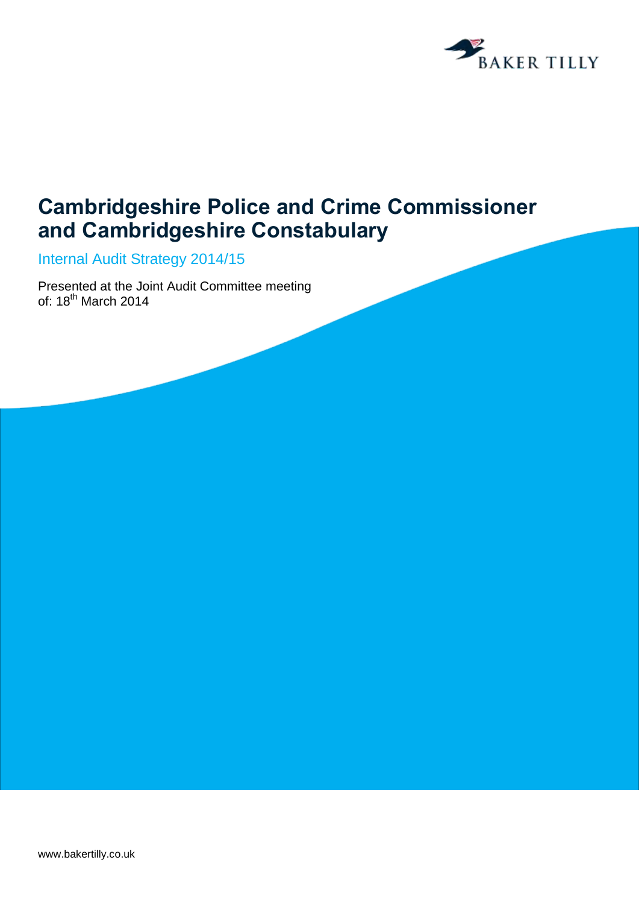BAKER TILLY

# Cambridgeshire Police and Crime Commissioner and Cambridgeshire Constabulary

## Internal Audit Strategy 2014/15

Presented at the Joint Audit Committee meeting of: 18th March 2014

www.bakertilly.co.uk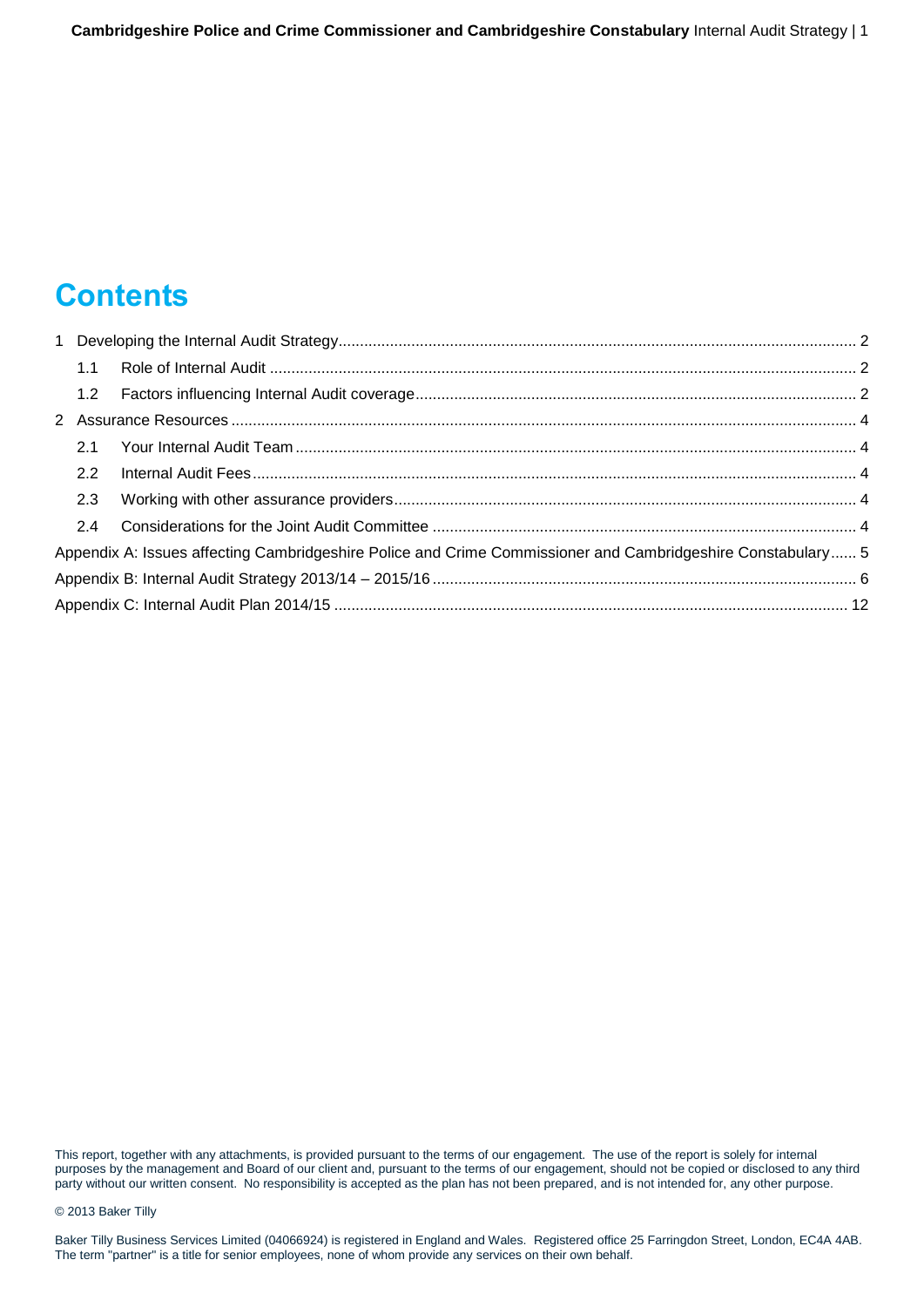# Contents

1 Developing the Internal Audit Strategy ........ 2

 1.1 Role of Internal Audit ........ 2

 1.2 Factors influencing Internal Audit coverage ........ 2

2 Assurance Resources ........ 4

 2.1 Your Internal Audit Team ........ 4

 2.2 Internal Audit Fees ........ 4

 2.3 Working with other assurance providers ........ 4

 2.4 Considerations for the Joint Audit Committee ........ 4

Appendix A: Issues affecting Cambridgeshire Police and Crime Commissioner and Cambridgeshire Constabulary ...... 5

Appendix B: Internal Audit Strategy 2013/14 – 2015/16 ........ 6

Appendix C: Internal Audit Plan 2014/15 ........ 12

This report, together with any attachments, is provided pursuant to the terms of our engagement. The use of the report is solely for internal purposes by the management and Board of our client and, pursuant to the terms of our engagement, should not be copied or disclosed to any third party without our written consent. No responsibility is accepted as the plan has not been prepared, and is not intended for, any other purpose.

© 2013 Baker Tilly

Baker Tilly Business Services Limited (04066924) is registered in England and Wales. Registered office 25 Farringdon Street, London, EC4A 4AB. The term "partner" is a title for senior employees, none of whom provide any services on their own behalf.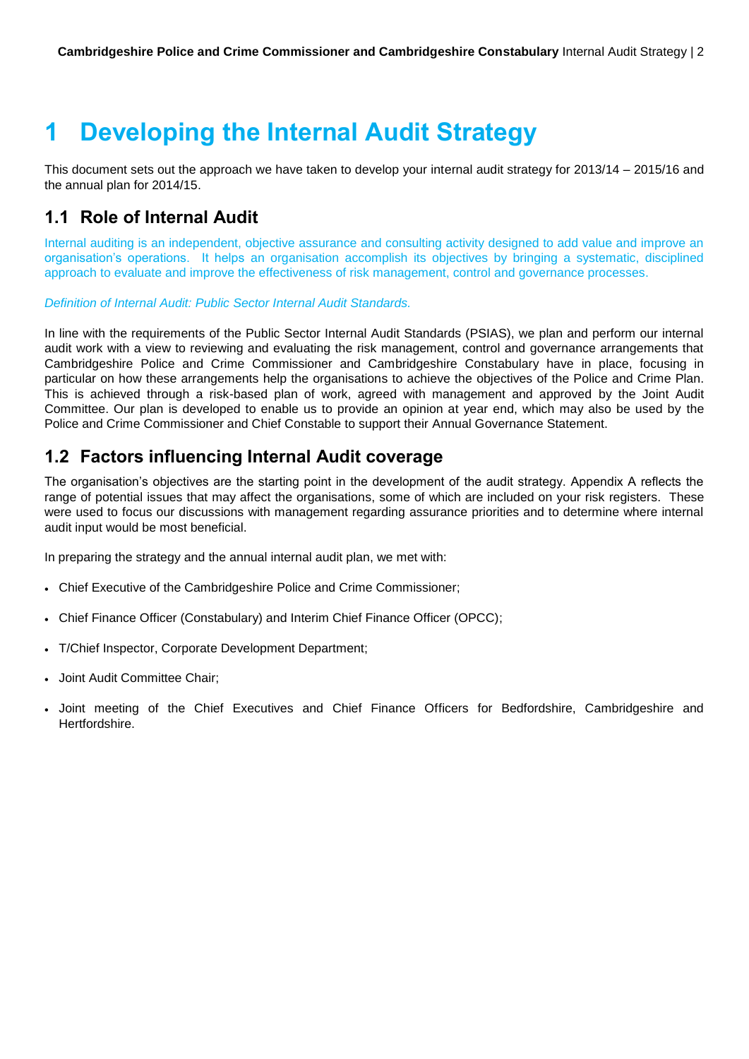# 1 Developing the Internal Audit Strategy

This document sets out the approach we have taken to develop your internal audit strategy for 2013/14 – 2015/16 and the annual plan for 2014/15.

## 1.1 Role of Internal Audit

Internal auditing is an independent, objective assurance and consulting activity designed to add value and improve an organisation's operations. It helps an organisation accomplish its objectives by bringing a systematic, disciplined approach to evaluate and improve the effectiveness of risk management, control and governance processes.

*Definition of Internal Audit: Public Sector Internal Audit Standards.*

In line with the requirements of the Public Sector Internal Audit Standards (PSIAS), we plan and perform our internal audit work with a view to reviewing and evaluating the risk management, control and governance arrangements that Cambridgeshire Police and Crime Commissioner and Cambridgeshire Constabulary have in place, focusing in particular on how these arrangements help the organisations to achieve the objectives of the Police and Crime Plan. This is achieved through a risk-based plan of work, agreed with management and approved by the Joint Audit Committee. Our plan is developed to enable us to provide an opinion at year end, which may also be used by the Police and Crime Commissioner and Chief Constable to support their Annual Governance Statement.

## 1.2 Factors influencing Internal Audit coverage

The organisation's objectives are the starting point in the development of the audit strategy. Appendix A reflects the range of potential issues that may affect the organisations, some of which are included on your risk registers. These were used to focus our discussions with management regarding assurance priorities and to determine where internal audit input would be most beneficial.

In preparing the strategy and the annual internal audit plan, we met with:

- Chief Executive of the Cambridgeshire Police and Crime Commissioner;
- Chief Finance Officer (Constabulary) and Interim Chief Finance Officer (OPCC);
- T/Chief Inspector, Corporate Development Department;
- Joint Audit Committee Chair;
- Joint meeting of the Chief Executives and Chief Finance Officers for Bedfordshire, Cambridgeshire and Hertfordshire.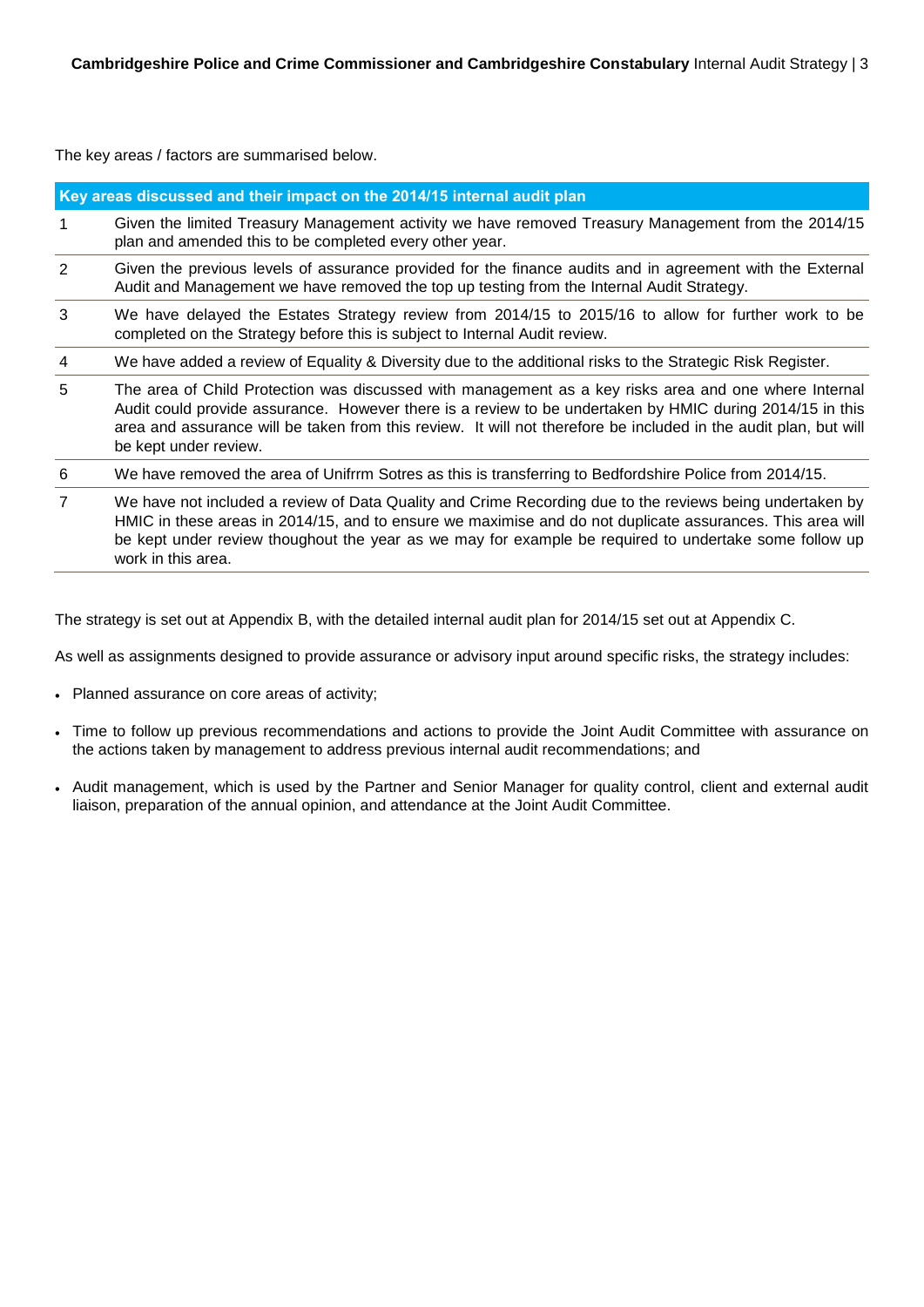The key areas / factors are summarised below.

| Key areas discussed and their impact on the 2014/15 internal audit plan | |
|---|---|
| 1 | Given the limited Treasury Management activity we have removed Treasury Management from the 2014/15 plan and amended this to be completed every other year. |
| 2 | Given the previous levels of assurance provided for the finance audits and in agreement with the External Audit and Management we have removed the top up testing from the Internal Audit Strategy. |
| 3 | We have delayed the Estates Strategy review from 2014/15 to 2015/16 to allow for further work to be completed on the Strategy before this is subject to Internal Audit review. |
| 4 | We have added a review of Equality & Diversity due to the additional risks to the Strategic Risk Register. |
| 5 | The area of Child Protection was discussed with management as a key risks area and one where Internal Audit could provide assurance. However there is a review to be undertaken by HMIC during 2014/15 in this area and assurance will be taken from this review. It will not therefore be included in the audit plan, but will be kept under review. |
| 6 | We have removed the area of Unifrrm Sotres as this is transferring to Bedfordshire Police from 2014/15. |
| 7 | We have not included a review of Data Quality and Crime Recording due to the reviews being undertaken by HMIC in these areas in 2014/15, and to ensure we maximise and do not duplicate assurances. This area will be kept under review thoughout the year as we may for example be required to undertake some follow up work in this area. |

The strategy is set out at Appendix B, with the detailed internal audit plan for 2014/15 set out at Appendix C.

As well as assignments designed to provide assurance or advisory input around specific risks, the strategy includes:

- Planned assurance on core areas of activity;
- Time to follow up previous recommendations and actions to provide the Joint Audit Committee with assurance on the actions taken by management to address previous internal audit recommendations; and
- Audit management, which is used by the Partner and Senior Manager for quality control, client and external audit liaison, preparation of the annual opinion, and attendance at the Joint Audit Committee.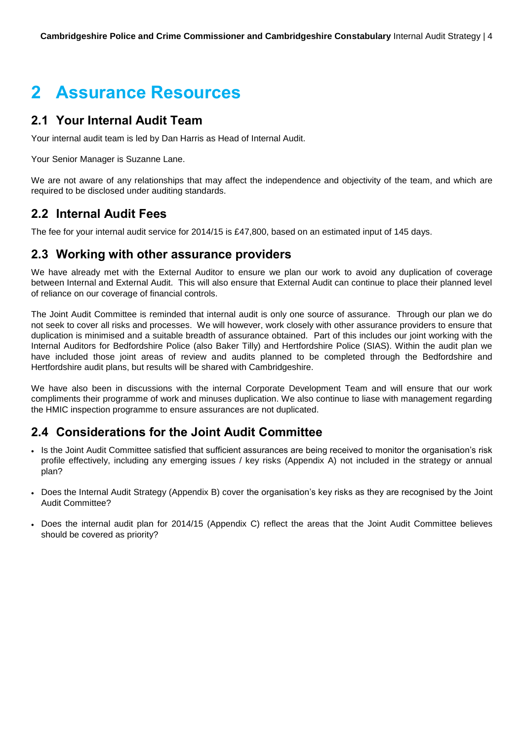# 2 Assurance Resources

## 2.1 Your Internal Audit Team

Your internal audit team is led by Dan Harris as Head of Internal Audit.

Your Senior Manager is Suzanne Lane.

We are not aware of any relationships that may affect the independence and objectivity of the team, and which are required to be disclosed under auditing standards.

## 2.2 Internal Audit Fees

The fee for your internal audit service for 2014/15 is £47,800, based on an estimated input of 145 days.

## 2.3 Working with other assurance providers

We have already met with the External Auditor to ensure we plan our work to avoid any duplication of coverage between Internal and External Audit. This will also ensure that External Audit can continue to place their planned level of reliance on our coverage of financial controls.

The Joint Audit Committee is reminded that internal audit is only one source of assurance. Through our plan we do not seek to cover all risks and processes. We will however, work closely with other assurance providers to ensure that duplication is minimised and a suitable breadth of assurance obtained. Part of this includes our joint working with the Internal Auditors for Bedfordshire Police (also Baker Tilly) and Hertfordshire Police (SIAS). Within the audit plan we have included those joint areas of review and audits planned to be completed through the Bedfordshire and Hertfordshire audit plans, but results will be shared with Cambridgeshire.

We have also been in discussions with the internal Corporate Development Team and will ensure that our work compliments their programme of work and minuses duplication. We also continue to liase with management regarding the HMIC inspection programme to ensure assurances are not duplicated.

## 2.4 Considerations for the Joint Audit Committee

- Is the Joint Audit Committee satisfied that sufficient assurances are being received to monitor the organisation's risk profile effectively, including any emerging issues / key risks (Appendix A) not included in the strategy or annual plan?
- Does the Internal Audit Strategy (Appendix B) cover the organisation's key risks as they are recognised by the Joint Audit Committee?
- Does the internal audit plan for 2014/15 (Appendix C) reflect the areas that the Joint Audit Committee believes should be covered as priority?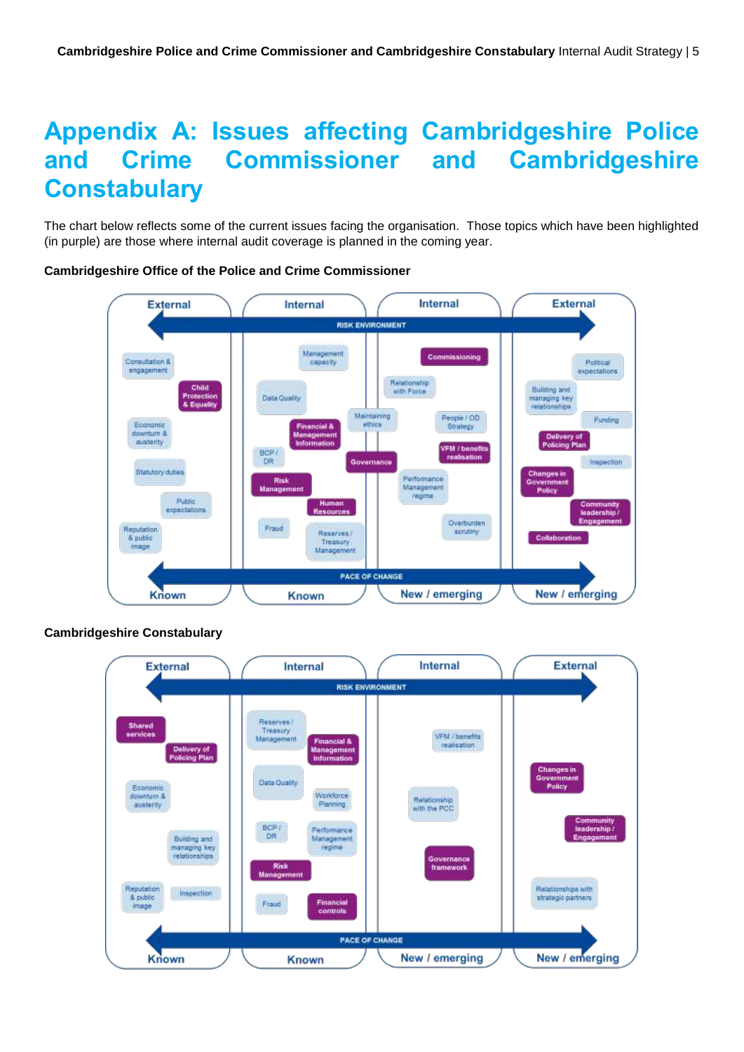# Appendix A: Issues affecting Cambridgeshire Police and Crime Commissioner and Cambridgeshire Constabulary

The chart below reflects some of the current issues facing the organisation. Those topics which have been highlighted (in purple) are those where internal audit coverage is planned in the coming year.

**Cambridgeshire Office of the Police and Crime Commissioner**

External | Internal | Internal | External

RISK ENVIRONMENT

Consultation & engagement
Child Protection & Equality
Economic downturn & austerity
Statutory duties
Public expectations
Reputation & public image
Management capacity
Data Quality
Financial & Management Information
BCP / DR
Risk Management
Human Resources
Fraud
Reserves / Treasury Management
Maintaining ethics
Governance
Commissioning
Relationship with Force
People / OD Strategy
VFM / benefits realisation
Performance Management regime
Overburden scrutiny
Political expectations
Building and managing key relationships
Funding
Delivery of Policing Plan
Inspection
Changes in Government Policy
Community leadership / Engagement
Collaboration

PACE OF CHANGE

Known | Known | New / emerging | New / emerging

**Cambridgeshire Constabulary**

External | Internal | Internal | External

RISK ENVIRONMENT

Shared services
Delivery of Policing Plan
Economic downturn & austerity
Building and managing key relationships
Reputation & public image
Inspection
Reserves / Treasury Management
Financial & Management Information
Data Quality
Workforce Planning
BCP / DR
Performance Management regime
Risk Management
Fraud
Financial controls
VFM / benefits realisation
Relationship with the PCC
Governance framework
Changes in Government Policy
Community leadership / Engagement
Relationships with strategic partners

PACE OF CHANGE

Known | Known | New / emerging | New / emerging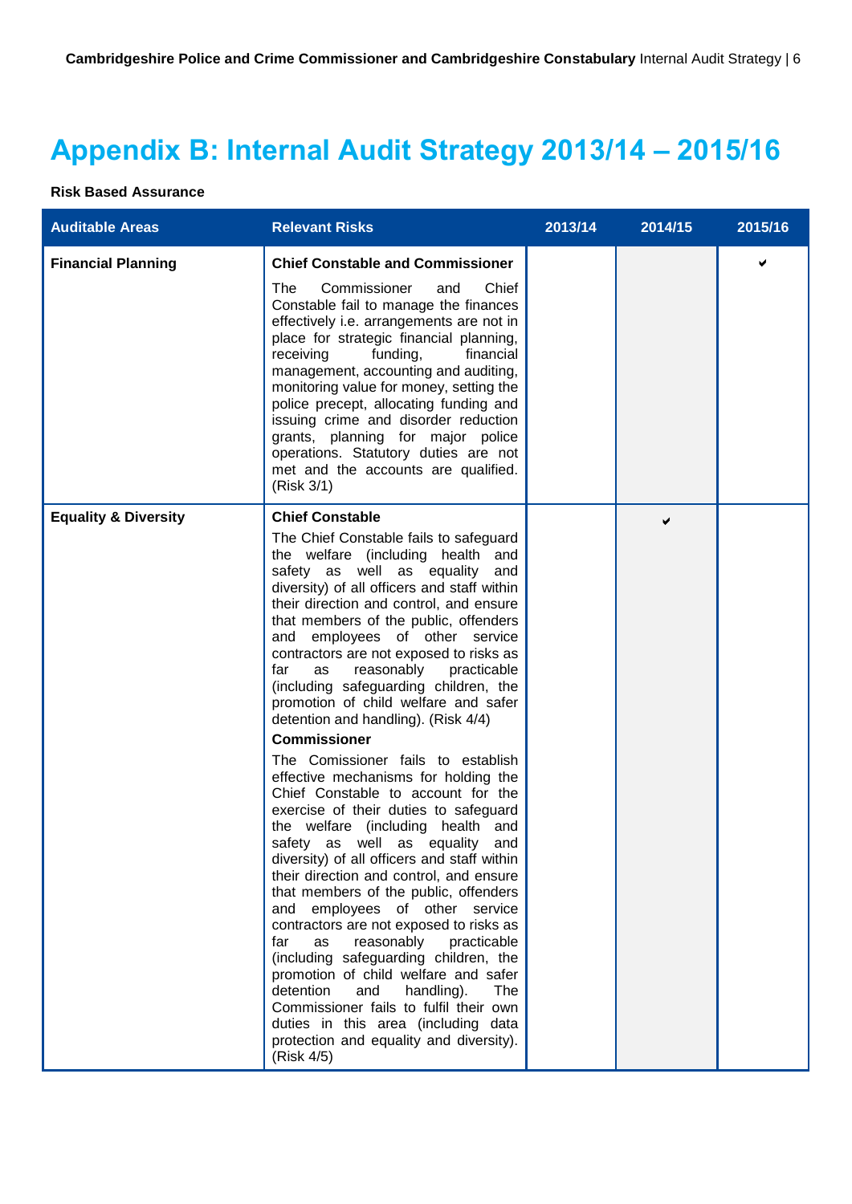# Appendix B: Internal Audit Strategy 2013/14 – 2015/16

**Risk Based Assurance**

| Auditable Areas | Relevant Risks | 2013/14 | 2014/15 | 2015/16 |
|---|---|---|---|---|
| **Financial Planning** | **Chief Constable and Commissioner**<br>The Commissioner and Chief Constable fail to manage the finances effectively i.e. arrangements are not in place for strategic financial planning, receiving funding, financial management, accounting and auditing, monitoring value for money, setting the police precept, allocating funding and issuing crime and disorder reduction grants, planning for major police operations. Statutory duties are not met and the accounts are qualified. (Risk 3/1) | | | ✔ |
| **Equality & Diversity** | **Chief Constable**<br>The Chief Constable fails to safeguard the welfare (including health and safety as well as equality and diversity) of all officers and staff within their direction and control, and ensure that members of the public, offenders and employees of other service contractors are not exposed to risks as far as reasonably practicable (including safeguarding children, the promotion of child welfare and safer detention and handling). (Risk 4/4)<br>**Commissioner**<br>The Comissioner fails to establish effective mechanisms for holding the Chief Constable to account for the exercise of their duties to safeguard the welfare (including health and safety as well as equality and diversity) of all officers and staff within their direction and control, and ensure that members of the public, offenders and employees of other service contractors are not exposed to risks as far as reasonably practicable (including safeguarding children, the promotion of child welfare and safer detention and handling). The Commissioner fails to fulfil their own duties in this area (including data protection and equality and diversity). (Risk 4/5) | | ✔ | |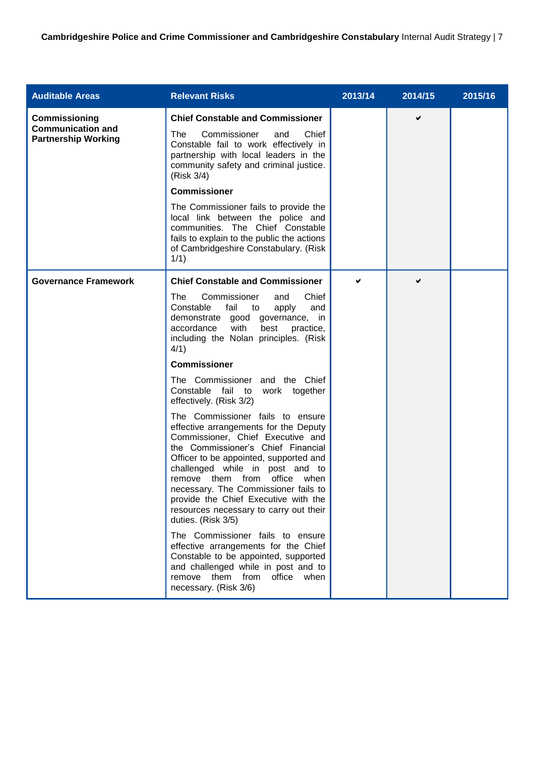| Auditable Areas | Relevant Risks | 2013/14 | 2014/15 | 2015/16 |
|---|---|---|---|---|
| **Commissioning Communication and Partnership Working** | **Chief Constable and Commissioner**<br><br>The Commissioner and Chief Constable fail to work effectively in partnership with local leaders in the community safety and criminal justice. (Risk 3/4)<br><br>**Commissioner**<br><br>The Commissioner fails to provide the local link between the police and communities. The Chief Constable fails to explain to the public the actions of Cambridgeshire Constabulary. (Risk 1/1) | | ✔ | |
| **Governance Framework** | **Chief Constable and Commissioner**<br><br>The Commissioner and Chief Constable fail to apply and demonstrate good governance, in accordance with best practice, including the Nolan principles. (Risk 4/1)<br><br>**Commissioner**<br><br>The Commissioner and the Chief Constable fail to work together effectively. (Risk 3/2)<br><br>The Commissioner fails to ensure effective arrangements for the Deputy Commissioner, Chief Executive and the Commissioner's Chief Financial Officer to be appointed, supported and challenged while in post and to remove them from office when necessary. The Commissioner fails to provide the Chief Executive with the resources necessary to carry out their duties. (Risk 3/5)<br><br>The Commissioner fails to ensure effective arrangements for the Chief Constable to be appointed, supported and challenged while in post and to remove them from office when necessary. (Risk 3/6) | ✔ | ✔ | |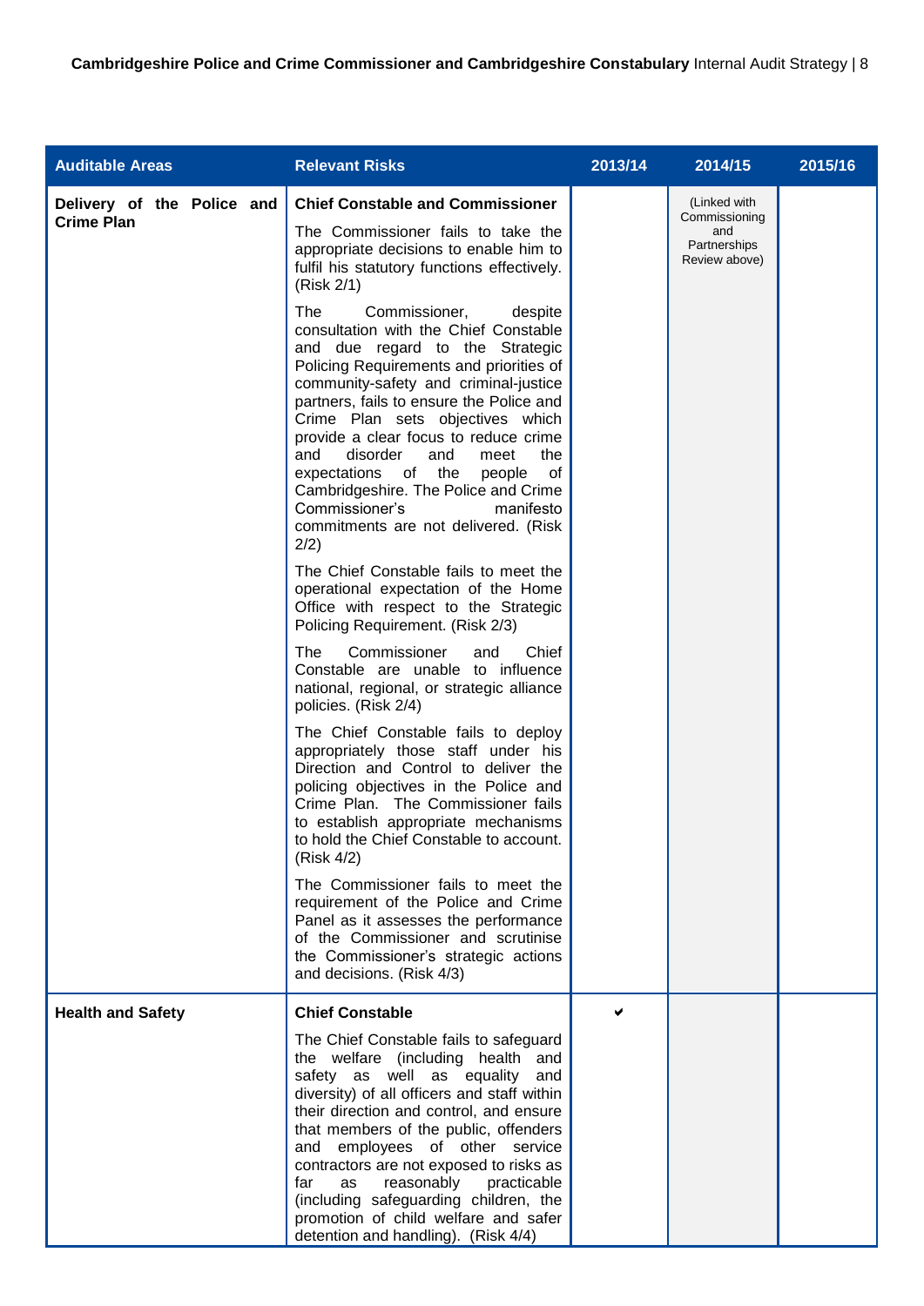| Auditable Areas | Relevant Risks | 2013/14 | 2014/15 | 2015/16 |
|---|---|---|---|---|
| **Delivery of the Police and Crime Plan** | **Chief Constable and Commissioner**<br><br>The Commissioner fails to take the appropriate decisions to enable him to fulfil his statutory functions effectively. (Risk 2/1)<br><br>The Commissioner, despite consultation with the Chief Constable and due regard to the Strategic Policing Requirements and priorities of community-safety and criminal-justice partners, fails to ensure the Police and Crime Plan sets objectives which provide a clear focus to reduce crime and disorder and meet the expectations of the people of Cambridgeshire. The Police and Crime Commissioner's manifesto commitments are not delivered. (Risk 2/2)<br><br>The Chief Constable fails to meet the operational expectation of the Home Office with respect to the Strategic Policing Requirement. (Risk 2/3)<br><br>The Commissioner and Chief Constable are unable to influence national, regional, or strategic alliance policies. (Risk 2/4)<br><br>The Chief Constable fails to deploy appropriately those staff under his Direction and Control to deliver the policing objectives in the Police and Crime Plan. The Commissioner fails to establish appropriate mechanisms to hold the Chief Constable to account. (Risk 4/2)<br><br>The Commissioner fails to meet the requirement of the Police and Crime Panel as it assesses the performance of the Commissioner and scrutinise the Commissioner's strategic actions and decisions. (Risk 4/3) | | (Linked with Commissioning and Partnerships Review above) | |
| **Health and Safety** | **Chief Constable**<br><br>The Chief Constable fails to safeguard the welfare (including health and safety as well as equality and diversity) of all officers and staff within their direction and control, and ensure that members of the public, offenders and employees of other service contractors are not exposed to risks as far as reasonably practicable (including safeguarding children, the promotion of child welfare and safer detention and handling). (Risk 4/4) | ✔ | | |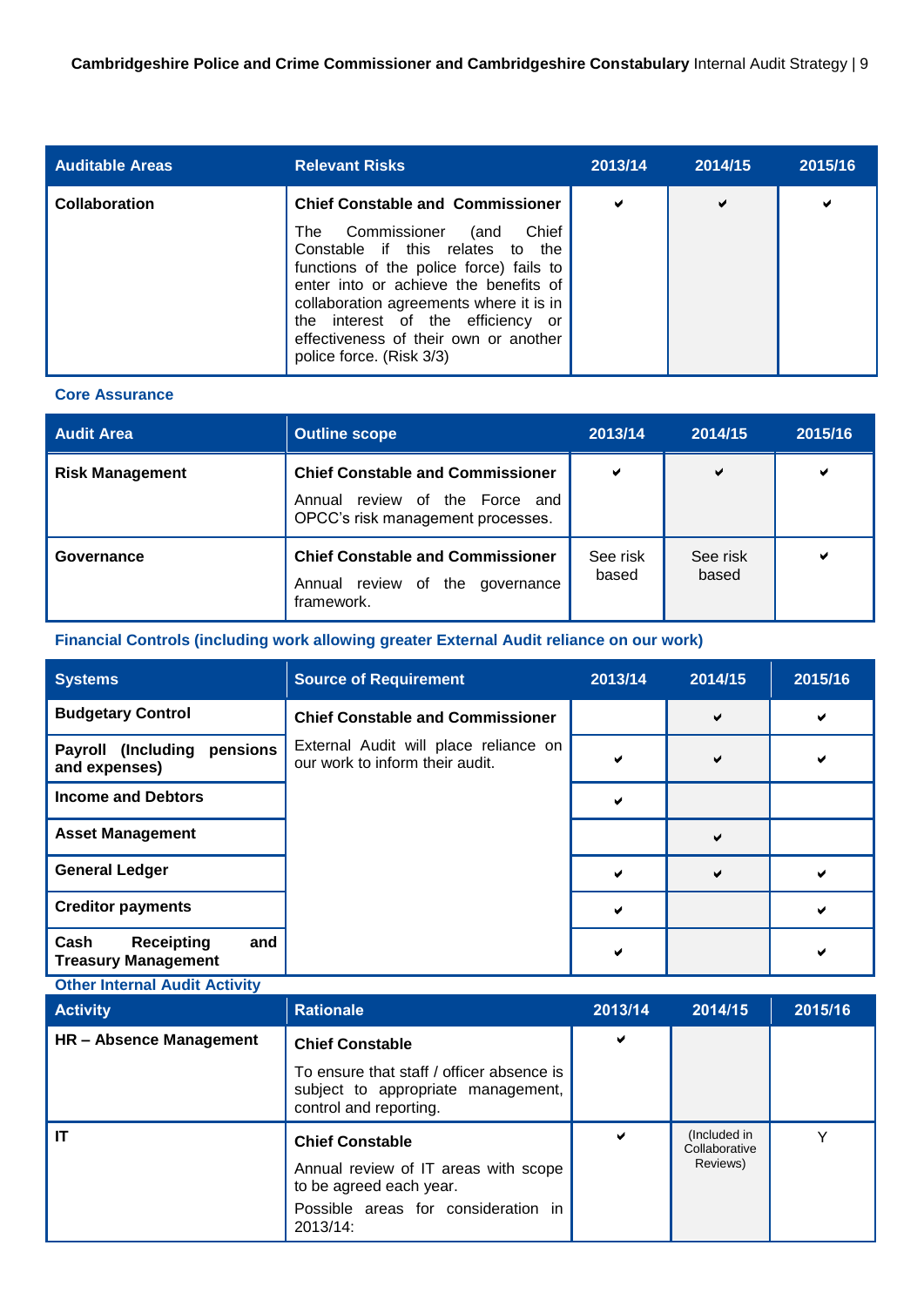| Auditable Areas | Relevant Risks | 2013/14 | 2014/15 | 2015/16 |
|---|---|---|---|---|
| **Collaboration** | **Chief Constable and Commissioner**<br><br>The Commissioner (and Chief Constable if this relates to the functions of the police force) fails to enter into or achieve the benefits of collaboration agreements where it is in the interest of the efficiency or effectiveness of their own or another police force. (Risk 3/3) | ✔ | ✔ | ✔ |

### Core Assurance

| Audit Area | Outline scope | 2013/14 | 2014/15 | 2015/16 |
|---|---|---|---|---|
| **Risk Management** | **Chief Constable and Commissioner**<br><br>Annual review of the Force and OPCC's risk management processes. | ✔ | ✔ | ✔ |
| **Governance** | **Chief Constable and Commissioner**<br><br>Annual review of the governance framework. | See risk based | See risk based | ✔ |

### Financial Controls (including work allowing greater External Audit reliance on our work)

| Systems | Source of Requirement | 2013/14 | 2014/15 | 2015/16 |
|---|---|---|---|---|
| **Budgetary Control** | **Chief Constable and Commissioner** | | ✔ | ✔ |
| **Payroll (Including pensions and expenses)** | External Audit will place reliance on our work to inform their audit. | ✔ | ✔ | ✔ |
| **Income and Debtors** | | ✔ | | |
| **Asset Management** | | | ✔ | |
| **General Ledger** | | ✔ | ✔ | ✔ |
| **Creditor payments** | | ✔ | | ✔ |
| **Cash Receipting and Treasury Management** | | ✔ | | ✔ |

### Other Internal Audit Activity

| Activity | Rationale | 2013/14 | 2014/15 | 2015/16 |
|---|---|---|---|---|
| **HR – Absence Management** | **Chief Constable**<br><br>To ensure that staff / officer absence is subject to appropriate management, control and reporting. | ✔ | | |
| **IT** | **Chief Constable**<br><br>Annual review of IT areas with scope to be agreed each year.<br><br>Possible areas for consideration in 2013/14: | ✔ | (Included in Collaborative Reviews) | Y |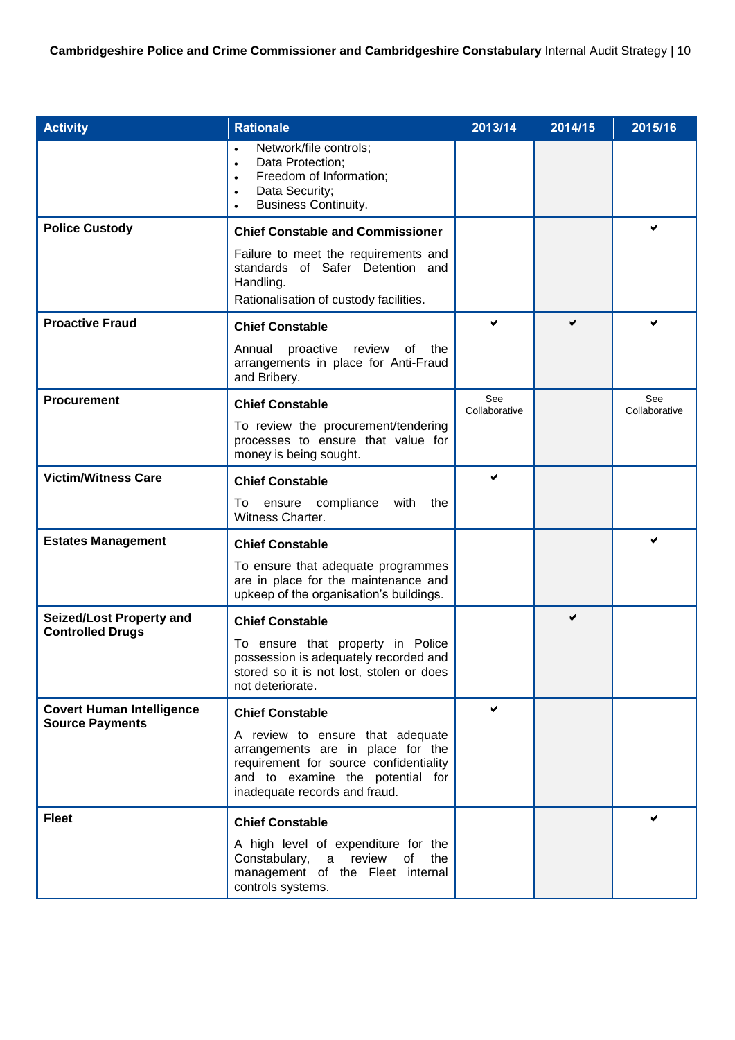| Activity | Rationale | 2013/14 | 2014/15 | 2015/16 |
|---|---|---|---|---|
| | • Network/file controls;<br>• Data Protection;<br>• Freedom of Information;<br>• Data Security;<br>• Business Continuity. | | | |
| **Police Custody** | **Chief Constable and Commissioner**<br>Failure to meet the requirements and standards of Safer Detention and Handling.<br>Rationalisation of custody facilities. | | | ✔ |
| **Proactive Fraud** | **Chief Constable**<br>Annual proactive review of the arrangements in place for Anti-Fraud and Bribery. | ✔ | ✔ | ✔ |
| **Procurement** | **Chief Constable**<br>To review the procurement/tendering processes to ensure that value for money is being sought. | See Collaborative | | See Collaborative |
| **Victim/Witness Care** | **Chief Constable**<br>To ensure compliance with the Witness Charter. | ✔ | | |
| **Estates Management** | **Chief Constable**<br>To ensure that adequate programmes are in place for the maintenance and upkeep of the organisation's buildings. | | | ✔ |
| **Seized/Lost Property and Controlled Drugs** | **Chief Constable**<br>To ensure that property in Police possession is adequately recorded and stored so it is not lost, stolen or does not deteriorate. | | ✔ | |
| **Covert Human Intelligence Source Payments** | **Chief Constable**<br>A review to ensure that adequate arrangements are in place for the requirement for source confidentiality and to examine the potential for inadequate records and fraud. | ✔ | | |
| **Fleet** | **Chief Constable**<br>A high level of expenditure for the Constabulary, a review of the management of the Fleet internal controls systems. | | | ✔ |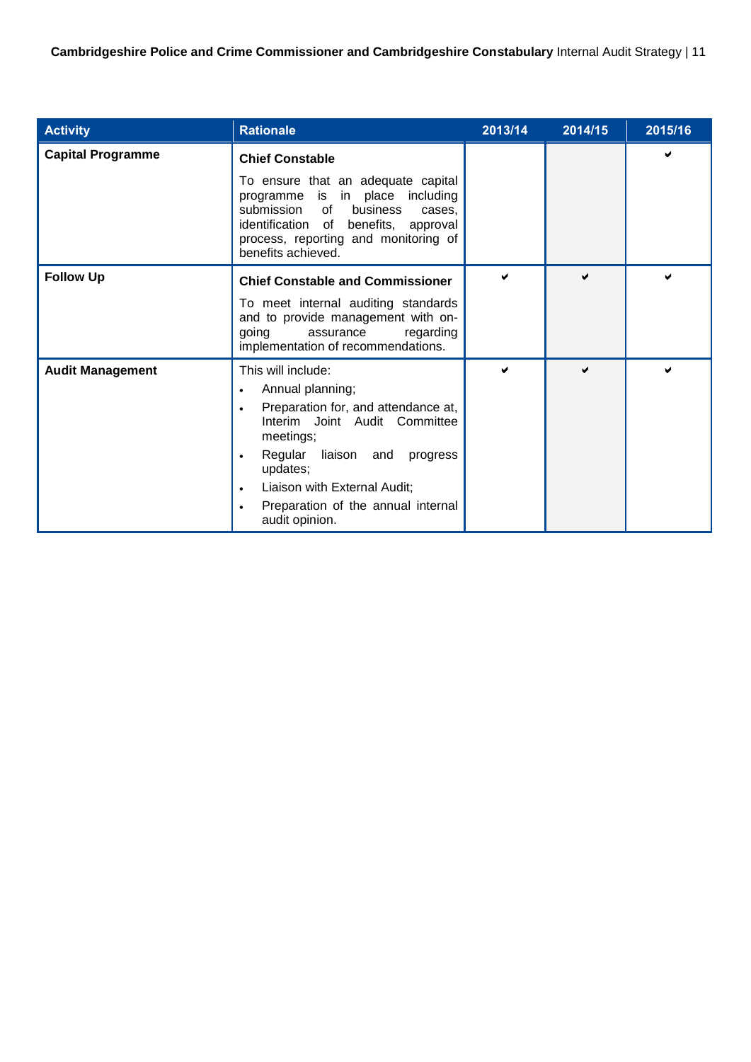| Activity | Rationale | 2013/14 | 2014/15 | 2015/16 |
|---|---|---|---|---|
| **Capital Programme** | **Chief Constable**<br><br>To ensure that an adequate capital programme is in place including submission of business cases, identification of benefits, approval process, reporting and monitoring of benefits achieved. | | | ✔ |
| **Follow Up** | **Chief Constable and Commissioner**<br><br>To meet internal auditing standards and to provide management with on-going assurance regarding implementation of recommendations. | ✔ | ✔ | ✔ |
| **Audit Management** | This will include:<br>• Annual planning;<br>• Preparation for, and attendance at, Interim Joint Audit Committee meetings;<br>• Regular liaison and progress updates;<br>• Liaison with External Audit;<br>• Preparation of the annual internal audit opinion. | ✔ | ✔ | ✔ |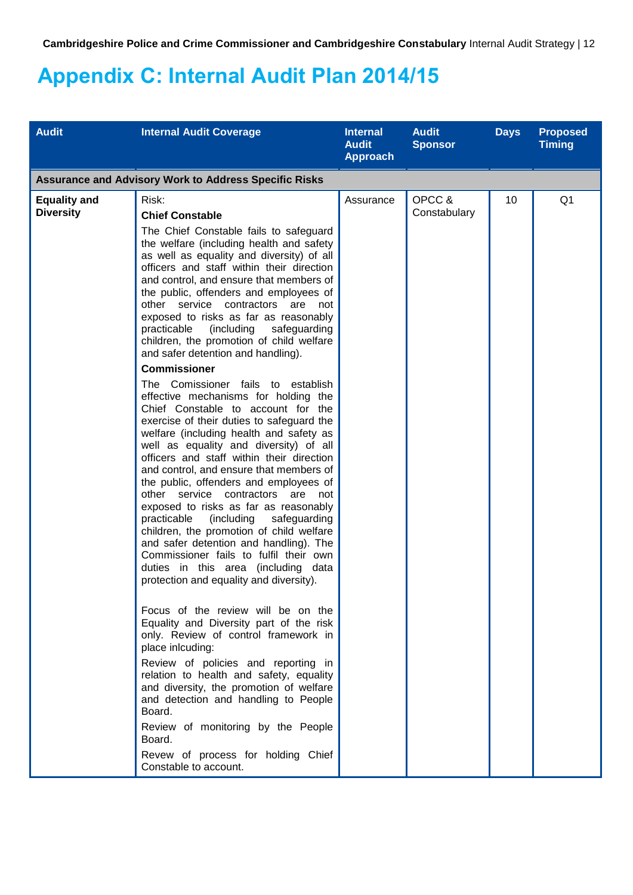# Appendix C: Internal Audit Plan 2014/15

| Audit | Internal Audit Coverage | Internal Audit Approach | Audit Sponsor | Days | Proposed Timing |
|---|---|---|---|---|---|
| **Assurance and Advisory Work to Address Specific Risks** | | | | | |
| **Equality and Diversity** | Risk:<br>**Chief Constable**<br>The Chief Constable fails to safeguard the welfare (including health and safety as well as equality and diversity) of all officers and staff within their direction and control, and ensure that members of the public, offenders and employees of other service contractors are not exposed to risks as far as reasonably practicable (including safeguarding children, the promotion of child welfare and safer detention and handling).<br>**Commissioner**<br>The Comissioner fails to establish effective mechanisms for holding the Chief Constable to account for the exercise of their duties to safeguard the welfare (including health and safety as well as equality and diversity) of all officers and staff within their direction and control, and ensure that members of the public, offenders and employees of other service contractors are not exposed to risks as far as reasonably practicable (including safeguarding children, the promotion of child welfare and safer detention and handling). The Commissioner fails to fulfil their own duties in this area (including data protection and equality and diversity).<br><br>Focus of the review will be on the Equality and Diversity part of the risk only. Review of control framework in place inlcuding:<br>Review of policies and reporting in relation to health and safety, equality and diversity, the promotion of welfare and detection and handling to People Board.<br>Review of monitoring by the People Board.<br>Revew of process for holding Chief Constable to account. | Assurance | OPCC & Constabulary | 10 | Q1 |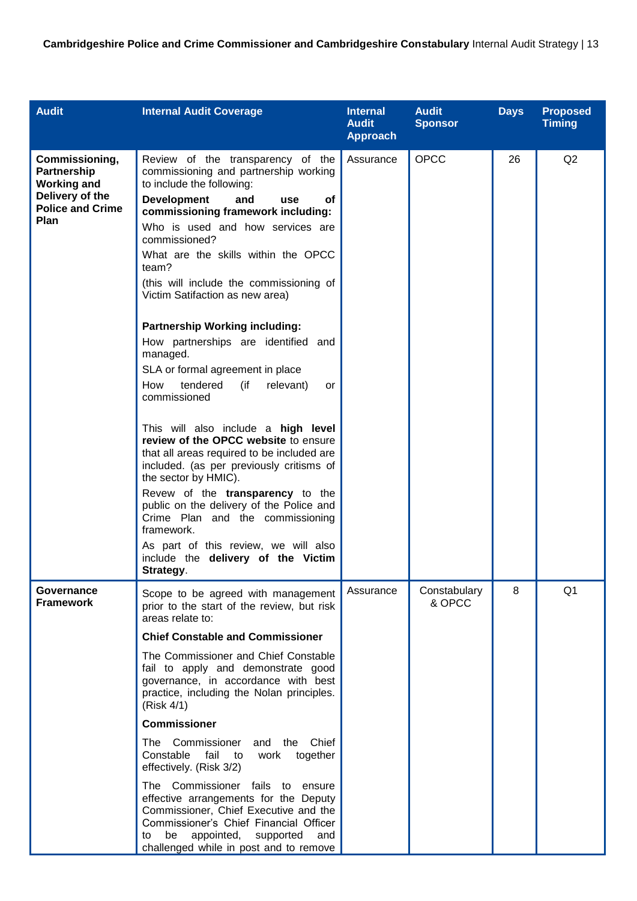| Audit | Internal Audit Coverage | Internal Audit Approach | Audit Sponsor | Days | Proposed Timing |
|---|---|---|---|---|---|
| **Commissioning, Partnership Working and Delivery of the Police and Crime Plan** | Review of the transparency of the commissioning and partnership working to include the following:<br>**Development and use of commissioning framework including:**<br>Who is used and how services are commissioned?<br>What are the skills within the OPCC team?<br>(this will include the commissioning of Victim Satifaction as new area)<br><br>**Partnership Working including:**<br>How partnerships are identified and managed.<br>SLA or formal agreement in place<br>How tendered (if relevant) or commissioned<br><br>This will also include a **high level review of the OPCC website** to ensure that all areas required to be included are included. (as per previously critisms of the sector by HMIC).<br>Revew of the **transparency** to the public on the delivery of the Police and Crime Plan and the commissioning framework.<br>As part of this review, we will also include the **delivery of the Victim Strategy**. | Assurance | OPCC | 26 | Q2 |
| **Governance Framework** | Scope to be agreed with management prior to the start of the review, but risk areas relate to:<br>**Chief Constable and Commissioner**<br>The Commissioner and Chief Constable fail to apply and demonstrate good governance, in accordance with best practice, including the Nolan principles. (Risk 4/1)<br>**Commissioner**<br>The Commissioner and the Chief Constable fail to work together effectively. (Risk 3/2)<br>The Commissioner fails to ensure effective arrangements for the Deputy Commissioner, Chief Executive and the Commissioner's Chief Financial Officer to be appointed, supported and challenged while in post and to remove | Assurance | Constabulary & OPCC | 8 | Q1 |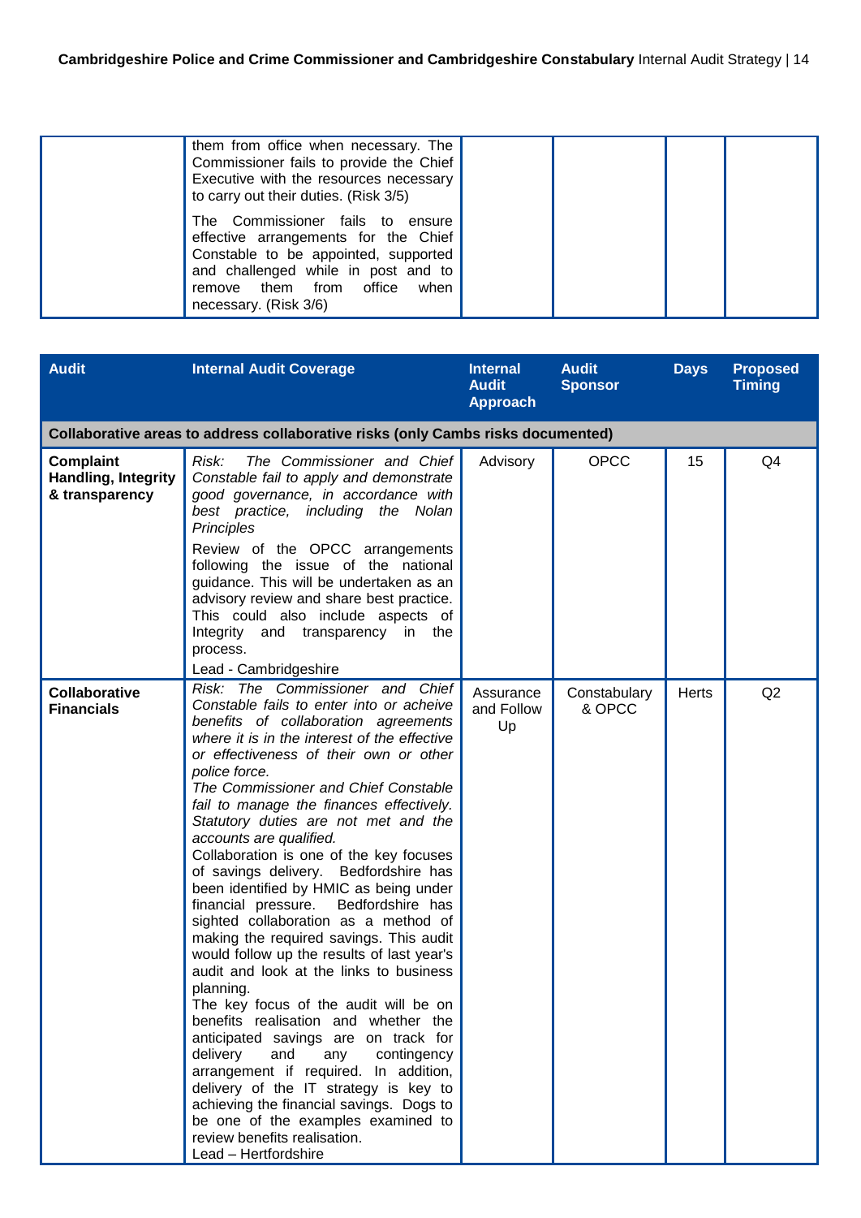| | | | | | |
|---|---|---|---|---|---|
| | them from office when necessary. The Commissioner fails to provide the Chief Executive with the resources necessary to carry out their duties. (Risk 3/5)<br><br>The Commissioner fails to ensure effective arrangements for the Chief Constable to be appointed, supported and challenged while in post and to remove them from office when necessary. (Risk 3/6) | | | | |

| Audit | Internal Audit Coverage | Internal Audit Approach | Audit Sponsor | Days | Proposed Timing |
|---|---|---|---|---|---|
| **Collaborative areas to address collaborative risks (only Cambs risks documented)** | | | | | |
| **Complaint Handling, Integrity & transparency** | *Risk: The Commissioner and Chief Constable fail to apply and demonstrate good governance, in accordance with best practice, including the Nolan Principles*<br><br>Review of the OPCC arrangements following the issue of the national guidance. This will be undertaken as an advisory review and share best practice. This could also include aspects of Integrity and transparency in the process.<br><br>Lead - Cambridgeshire | Advisory | OPCC | 15 | Q4 |
| **Collaborative Financials** | *Risk: The Commissioner and Chief Constable fails to enter into or acheive benefits of collaboration agreements where it is in the interest of the effective or effectiveness of their own or other police force.*<br>*The Commissioner and Chief Constable fail to manage the finances effectively. Statutory duties are not met and the accounts are qualified.*<br>Collaboration is one of the key focuses of savings delivery. Bedfordshire has been identified by HMIC as being under financial pressure. Bedfordshire has sighted collaboration as a method of making the required savings. This audit would follow up the results of last year's audit and look at the links to business planning.<br>The key focus of the audit will be on benefits realisation and whether the anticipated savings are on track for delivery and any contingency arrangement if required. In addition, delivery of the IT strategy is key to achieving the financial savings. Dogs to be one of the examples examined to review benefits realisation.<br>Lead – Hertfordshire | Assurance and Follow Up | Constabulary & OPCC | Herts | Q2 |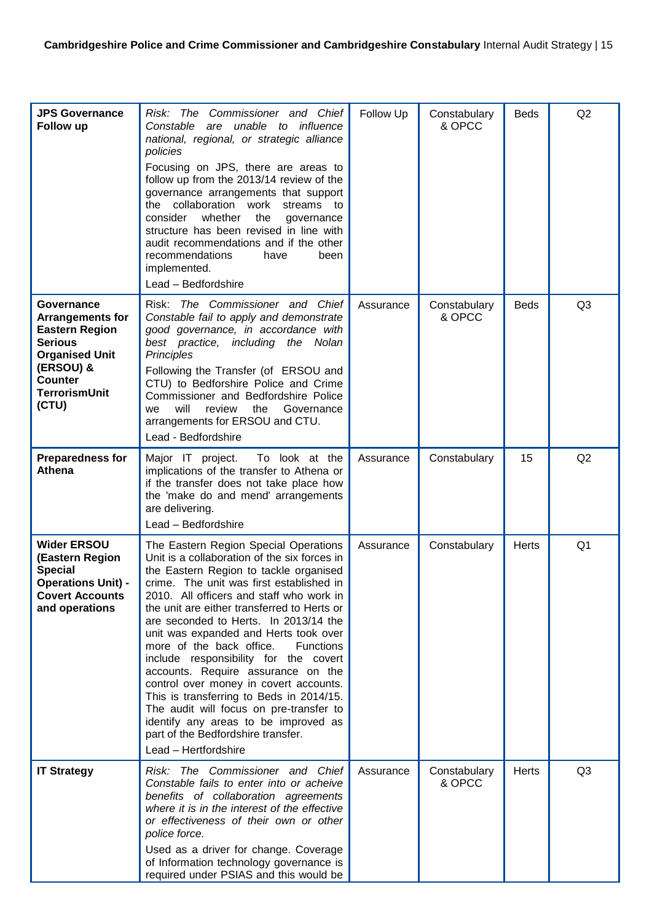| **JPS Governance Follow up** | *Risk: The Commissioner and Chief Constable are unable to influence national, regional, or strategic alliance policies*<br>Focusing on JPS, there are areas to follow up from the 2013/14 review of the governance arrangements that support the collaboration work streams to consider whether the governance structure has been revised in line with audit recommendations and if the other recommendations have been implemented.<br>Lead – Bedfordshire | Follow Up | Constabulary & OPCC | Beds | Q2 |
|---|---|---|---|---|---|
| **Governance Arrangements for Eastern Region Serious Organised Unit (ERSOU) & Counter TerrorismUnit (CTU)** | Risk: *The Commissioner and Chief Constable fail to apply and demonstrate good governance, in accordance with best practice, including the Nolan Principles*<br>Following the Transfer (of ERSOU and CTU) to Bedforshire Police and Crime Commissioner and Bedfordshire Police we will review the Governance arrangements for ERSOU and CTU.<br>Lead - Bedfordshire | Assurance | Constabulary & OPCC | Beds | Q3 |
| **Preparedness for Athena** | Major IT project. To look at the implications of the transfer to Athena or if the transfer does not take place how the 'make do and mend' arrangements are delivering.<br>Lead – Bedfordshire | Assurance | Constabulary | 15 | Q2 |
| **Wider ERSOU (Eastern Region Special Operations Unit) - Covert Accounts and operations** | The Eastern Region Special Operations Unit is a collaboration of the six forces in the Eastern Region to tackle organised crime. The unit was first established in 2010. All officers and staff who work in the unit are either transferred to Herts or are seconded to Herts. In 2013/14 the unit was expanded and Herts took over more of the back office. Functions include responsibility for the covert accounts. Require assurance on the control over money in covert accounts. This is transferring to Beds in 2014/15. The audit will focus on pre-transfer to identify any areas to be improved as part of the Bedfordshire transfer.<br>Lead – Hertfordshire | Assurance | Constabulary | Herts | Q1 |
| **IT Strategy** | *Risk: The Commissioner and Chief Constable fails to enter into or acheive benefits of collaboration agreements where it is in the interest of the effective or effectiveness of their own or other police force.*<br>Used as a driver for change. Coverage of Information technology governance is required under PSIAS and this would be | Assurance | Constabulary & OPCC | Herts | Q3 |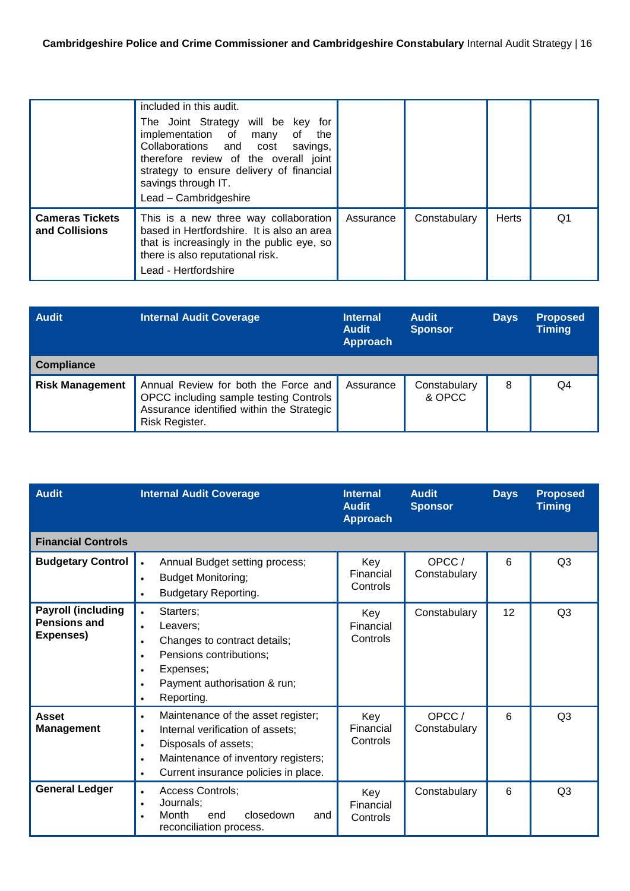| | | | | | |
|---|---|---|---|---|---|
| | included in this audit.<br>The Joint Strategy will be key for implementation of many of the Collaborations and cost savings, therefore review of the overall joint strategy to ensure delivery of financial savings through IT.<br>Lead – Cambridgeshire | | | | |
| **Cameras Tickets and Collisions** | This is a new three way collaboration based in Hertfordshire. It is also an area that is increasingly in the public eye, so there is also reputational risk.<br>Lead - Hertfordshire | Assurance | Constabulary | Herts | Q1 |

| Audit | Internal Audit Coverage | Internal Audit Approach | Audit Sponsor | Days | Proposed Timing |
|---|---|---|---|---|---|
| **Compliance** | | | | | |
| **Risk Management** | Annual Review for both the Force and OPCC including sample testing Controls Assurance identified within the Strategic Risk Register. | Assurance | Constabulary & OPCC | 8 | Q4 |

| Audit | Internal Audit Coverage | Internal Audit Approach | Audit Sponsor | Days | Proposed Timing |
|---|---|---|---|---|---|
| **Financial Controls** | | | | | |
| **Budgetary Control** | • Annual Budget setting process;<br>• Budget Monitoring;<br>• Budgetary Reporting. | Key Financial Controls | OPCC / Constabulary | 6 | Q3 |
| **Payroll (including Pensions and Expenses)** | • Starters;<br>• Leavers;<br>• Changes to contract details;<br>• Pensions contributions;<br>• Expenses;<br>• Payment authorisation & run;<br>• Reporting. | Key Financial Controls | Constabulary | 12 | Q3 |
| **Asset Management** | • Maintenance of the asset register;<br>• Internal verification of assets;<br>• Disposals of assets;<br>• Maintenance of inventory registers;<br>• Current insurance policies in place. | Key Financial Controls | OPCC / Constabulary | 6 | Q3 |
| **General Ledger** | • Access Controls;<br>• Journals;<br>• Month end closedown and reconciliation process. | Key Financial Controls | Constabulary | 6 | Q3 |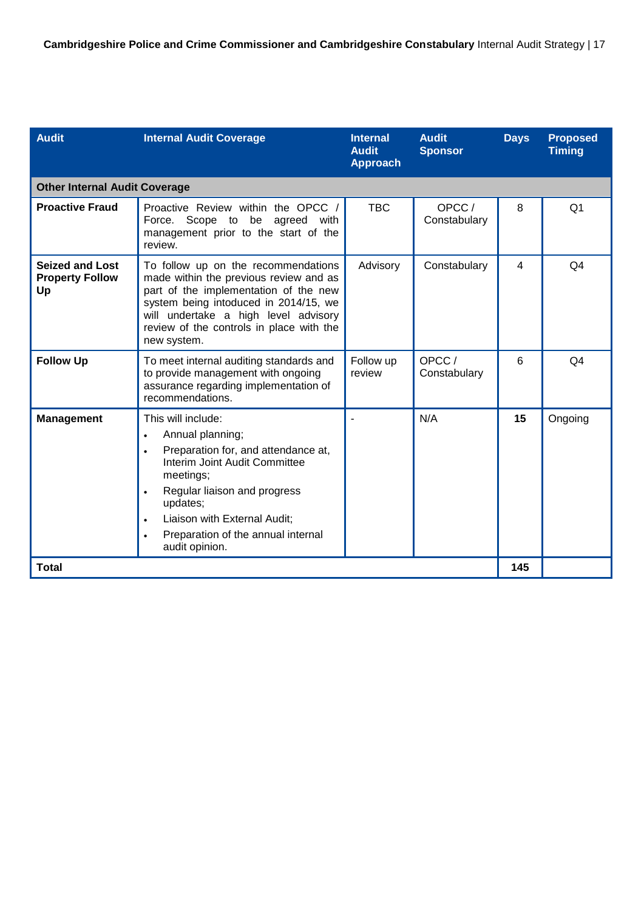| Audit | Internal Audit Coverage | Internal Audit Approach | Audit Sponsor | Days | Proposed Timing |
|---|---|---|---|---|---|
| **Other Internal Audit Coverage** | | | | | |
| **Proactive Fraud** | Proactive Review within the OPCC / Force. Scope to be agreed with management prior to the start of the review. | TBC | OPCC / Constabulary | 8 | Q1 |
| **Seized and Lost Property Follow Up** | To follow up on the recommendations made within the previous review and as part of the implementation of the new system being intoduced in 2014/15, we will undertake a high level advisory review of the controls in place with the new system. | Advisory | Constabulary | 4 | Q4 |
| **Follow Up** | To meet internal auditing standards and to provide management with ongoing assurance regarding implementation of recommendations. | Follow up review | OPCC / Constabulary | 6 | Q4 |
| **Management** | This will include:<br>• Annual planning;<br>• Preparation for, and attendance at, Interim Joint Audit Committee meetings;<br>• Regular liaison and progress updates;<br>• Liaison with External Audit;<br>• Preparation of the annual internal audit opinion. | - | N/A | **15** | Ongoing |
| **Total** | | | | **145** | |